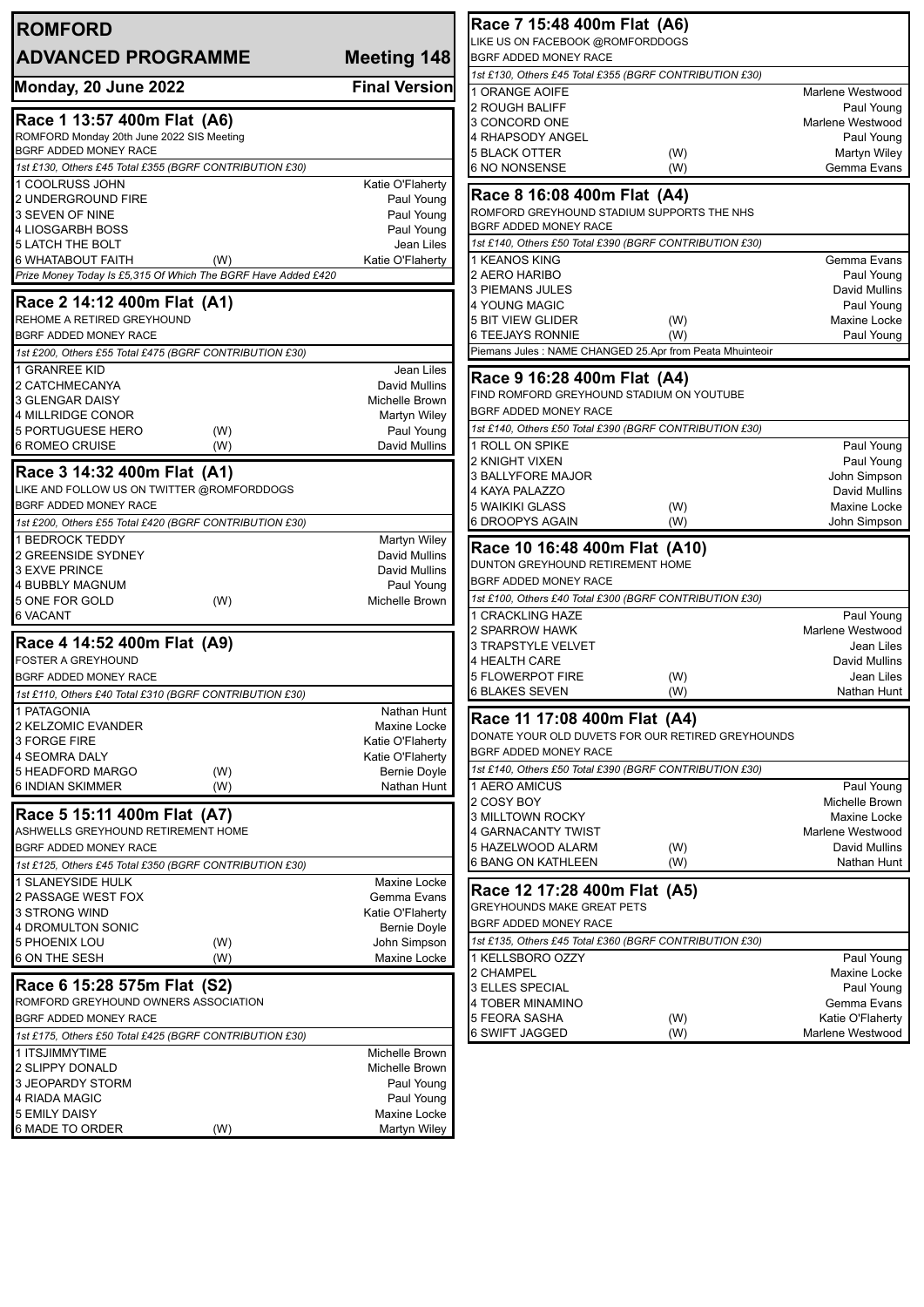# ROMFORD

## ADVANCED PROGRAMME — Meeting 148

**Monday, 20 June 2022** — **Final Version**

### Race 1 13:57 400m Flat (A6)

ROMFORD Monday 20th June 2022 SIS Meeting
BGRF ADDED MONEY RACE

*1st £130, Others £45 Total £355 (BGRF CONTRIBUTION £30)*

| Trap | Greyhound | | Trainer |
|---|---|---|---|
| 1 | COOLRUSS JOHN | | Katie O'Flaherty |
| 2 | UNDERGROUND FIRE | | Paul Young |
| 3 | SEVEN OF NINE | | Paul Young |
| 4 | LIOSGARBH BOSS | | Paul Young |
| 5 | LATCH THE BOLT | | Jean Liles |
| 6 | WHATABOUT FAITH | (W) | Katie O'Flaherty |

*Prize Money Today Is £5,315 Of Which The BGRF Have Added £420*

### Race 2 14:12 400m Flat (A1)

REHOME A RETIRED GREYHOUND
BGRF ADDED MONEY RACE

*1st £200, Others £55 Total £475 (BGRF CONTRIBUTION £30)*

| Trap | Greyhound | | Trainer |
|---|---|---|---|
| 1 | GRANREE KID | | Jean Liles |
| 2 | CATCHMECANYA | | David Mullins |
| 3 | GLENGAR DAISY | | Michelle Brown |
| 4 | MILLRIDGE CONOR | | Martyn Wiley |
| 5 | PORTUGUESE HERO | (W) | Paul Young |
| 6 | ROMEO CRUISE | (W) | David Mullins |

### Race 3 14:32 400m Flat (A1)

LIKE AND FOLLOW US ON TWITTER @ROMFORDDOGS
BGRF ADDED MONEY RACE

*1st £200, Others £55 Total £420 (BGRF CONTRIBUTION £30)*

| Trap | Greyhound | | Trainer |
|---|---|---|---|
| 1 | BEDROCK TEDDY | | Martyn Wiley |
| 2 | GREENSIDE SYDNEY | | David Mullins |
| 3 | EXVE PRINCE | | David Mullins |
| 4 | BUBBLY MAGNUM | | Paul Young |
| 5 | ONE FOR GOLD | (W) | Michelle Brown |
| 6 | VACANT | | |

### Race 4 14:52 400m Flat (A9)

FOSTER A GREYHOUND
BGRF ADDED MONEY RACE

*1st £110, Others £40 Total £310 (BGRF CONTRIBUTION £30)*

| Trap | Greyhound | | Trainer |
|---|---|---|---|
| 1 | PATAGONIA | | Nathan Hunt |
| 2 | KELZOMIC EVANDER | | Maxine Locke |
| 3 | FORGE FIRE | | Katie O'Flaherty |
| 4 | SEOMRA DALY | | Katie O'Flaherty |
| 5 | HEADFORD MARGO | (W) | Bernie Doyle |
| 6 | INDIAN SKIMMER | (W) | Nathan Hunt |

### Race 5 15:11 400m Flat (A7)

ASHWELLS GREYHOUND RETIREMENT HOME
BGRF ADDED MONEY RACE

*1st £125, Others £45 Total £350 (BGRF CONTRIBUTION £30)*

| Trap | Greyhound | | Trainer |
|---|---|---|---|
| 1 | SLANEYSIDE HULK | | Maxine Locke |
| 2 | PASSAGE WEST FOX | | Gemma Evans |
| 3 | STRONG WIND | | Katie O'Flaherty |
| 4 | DROMULTON SONIC | | Bernie Doyle |
| 5 | PHOENIX LOU | (W) | John Simpson |
| 6 | ON THE SESH | (W) | Maxine Locke |

### Race 6 15:28 575m Flat (S2)

ROMFORD GREYHOUND OWNERS ASSOCIATION
BGRF ADDED MONEY RACE

*1st £175, Others £50 Total £425 (BGRF CONTRIBUTION £30)*

| Trap | Greyhound | | Trainer |
|---|---|---|---|
| 1 | ITSJIMMYTIME | | Michelle Brown |
| 2 | SLIPPY DONALD | | Michelle Brown |
| 3 | JEOPARDY STORM | | Paul Young |
| 4 | RIADA MAGIC | | Paul Young |
| 5 | EMILY DAISY | | Maxine Locke |
| 6 | MADE TO ORDER | (W) | Martyn Wiley |

### Race 7 15:48 400m Flat (A6)

LIKE US ON FACEBOOK @ROMFORDDOGS
BGRF ADDED MONEY RACE

*1st £130, Others £45 Total £355 (BGRF CONTRIBUTION £30)*

| Trap | Greyhound | | Trainer |
|---|---|---|---|
| 1 | ORANGE AOIFE | | Marlene Westwood |
| 2 | ROUGH BALIFF | | Paul Young |
| 3 | CONCORD ONE | | Marlene Westwood |
| 4 | RHAPSODY ANGEL | | Paul Young |
| 5 | BLACK OTTER | (W) | Martyn Wiley |
| 6 | NO NONSENSE | (W) | Gemma Evans |

### Race 8 16:08 400m Flat (A4)

ROMFORD GREYHOUND STADIUM SUPPORTS THE NHS
BGRF ADDED MONEY RACE

*1st £140, Others £50 Total £390 (BGRF CONTRIBUTION £30)*

| Trap | Greyhound | | Trainer |
|---|---|---|---|
| 1 | KEANOS KING | | Gemma Evans |
| 2 | AERO HARIBO | | Paul Young |
| 3 | PIEMANS JULES | | David Mullins |
| 4 | YOUNG MAGIC | | Paul Young |
| 5 | BIT VIEW GLIDER | (W) | Maxine Locke |
| 6 | TEEJAYS RONNIE | (W) | Paul Young |

Piemans Jules : NAME CHANGED 25.Apr from Peata Mhuinteoir

### Race 9 16:28 400m Flat (A4)

FIND ROMFORD GREYHOUND STADIUM ON YOUTUBE
BGRF ADDED MONEY RACE

*1st £140, Others £50 Total £390 (BGRF CONTRIBUTION £30)*

| Trap | Greyhound | | Trainer |
|---|---|---|---|
| 1 | ROLL ON SPIKE | | Paul Young |
| 2 | KNIGHT VIXEN | | Paul Young |
| 3 | BALLYFORE MAJOR | | John Simpson |
| 4 | KAYA PALAZZO | | David Mullins |
| 5 | WAIKIKI GLASS | (W) | Maxine Locke |
| 6 | DROOPYS AGAIN | (W) | John Simpson |

### Race 10 16:48 400m Flat (A10)

DUNTON GREYHOUND RETIREMENT HOME
BGRF ADDED MONEY RACE

*1st £100, Others £40 Total £300 (BGRF CONTRIBUTION £30)*

| Trap | Greyhound | | Trainer |
|---|---|---|---|
| 1 | CRACKLING HAZE | | Paul Young |
| 2 | SPARROW HAWK | | Marlene Westwood |
| 3 | TRAPSTYLE VELVET | | Jean Liles |
| 4 | HEALTH CARE | | David Mullins |
| 5 | FLOWERPOT FIRE | (W) | Jean Liles |
| 6 | BLAKES SEVEN | (W) | Nathan Hunt |

### Race 11 17:08 400m Flat (A4)

DONATE YOUR OLD DUVETS FOR OUR RETIRED GREYHOUNDS
BGRF ADDED MONEY RACE

*1st £140, Others £50 Total £390 (BGRF CONTRIBUTION £30)*

| Trap | Greyhound | | Trainer |
|---|---|---|---|
| 1 | AERO AMICUS | | Paul Young |
| 2 | COSY BOY | | Michelle Brown |
| 3 | MILLTOWN ROCKY | | Maxine Locke |
| 4 | GARNACANTY TWIST | | Marlene Westwood |
| 5 | HAZELWOOD ALARM | (W) | David Mullins |
| 6 | BANG ON KATHLEEN | (W) | Nathan Hunt |

### Race 12 17:28 400m Flat (A5)

GREYHOUNDS MAKE GREAT PETS
BGRF ADDED MONEY RACE

*1st £135, Others £45 Total £360 (BGRF CONTRIBUTION £30)*

| Trap | Greyhound | | Trainer |
|---|---|---|---|
| 1 | KELLSBORO OZZY | | Paul Young |
| 2 | CHAMPEL | | Maxine Locke |
| 3 | ELLES SPECIAL | | Paul Young |
| 4 | TOBER MINAMINO | | Gemma Evans |
| 5 | FEORA SASHA | (W) | Katie O'Flaherty |
| 6 | SWIFT JAGGED | (W) | Marlene Westwood |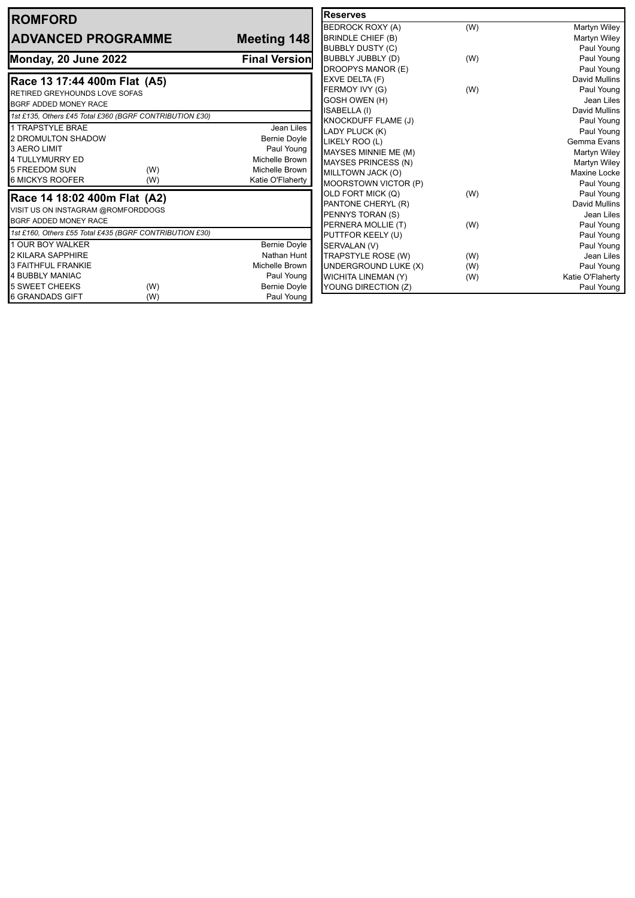# ROMFORD

## ADVANCED PROGRAMME — Meeting 148

**Monday, 20 June 2022** — **Final Version**

### Race 13 17:44 400m Flat (A5)

RETIRED GREYHOUNDS LOVE SOFAS
BGRF ADDED MONEY RACE

*1st £135, Others £45 Total £360 (BGRF CONTRIBUTION £30)*

| | | |
|---|---|---|
| 1 TRAPSTYLE BRAE | | Jean Liles |
| 2 DROMULTON SHADOW | | Bernie Doyle |
| 3 AERO LIMIT | | Paul Young |
| 4 TULLYMURRY ED | | Michelle Brown |
| 5 FREEDOM SUN | (W) | Michelle Brown |
| 6 MICKYS ROOFER | (W) | Katie O'Flaherty |

### Race 14 18:02 400m Flat (A2)

VISIT US ON INSTAGRAM @ROMFORDDOGS
BGRF ADDED MONEY RACE

*1st £160, Others £55 Total £435 (BGRF CONTRIBUTION £30)*

| | | |
|---|---|---|
| 1 OUR BOY WALKER | | Bernie Doyle |
| 2 KILARA SAPPHIRE | | Nathan Hunt |
| 3 FAITHFUL FRANKIE | | Michelle Brown |
| 4 BUBBLY MANIAC | | Paul Young |
| 5 SWEET CHEEKS | (W) | Bernie Doyle |
| 6 GRANDADS GIFT | (W) | Paul Young |

### Reserves

| | | |
|---|---|---|
| BEDROCK ROXY (A) | (W) | Martyn Wiley |
| BRINDLE CHIEF (B) | | Martyn Wiley |
| BUBBLY DUSTY (C) | | Paul Young |
| BUBBLY JUBBLY (D) | (W) | Paul Young |
| DROOPYS MANOR (E) | | Paul Young |
| EXVE DELTA (F) | | David Mullins |
| FERMOY IVY (G) | (W) | Paul Young |
| GOSH OWEN (H) | | Jean Liles |
| ISABELLA (I) | | David Mullins |
| KNOCKDUFF FLAME (J) | | Paul Young |
| LADY PLUCK (K) | | Paul Young |
| LIKELY ROO (L) | | Gemma Evans |
| MAYSES MINNIE ME (M) | | Martyn Wiley |
| MAYSES PRINCESS (N) | | Martyn Wiley |
| MILLTOWN JACK (O) | | Maxine Locke |
| MOORSTOWN VICTOR (P) | | Paul Young |
| OLD FORT MICK (Q) | (W) | Paul Young |
| PANTONE CHERYL (R) | | David Mullins |
| PENNYS TORAN (S) | | Jean Liles |
| PERNERA MOLLIE (T) | (W) | Paul Young |
| PUTTFOR KEELY (U) | | Paul Young |
| SERVALAN (V) | | Paul Young |
| TRAPSTYLE ROSE (W) | (W) | Jean Liles |
| UNDERGROUND LUKE (X) | (W) | Paul Young |
| WICHITA LINEMAN (Y) | (W) | Katie O'Flaherty |
| YOUNG DIRECTION (Z) | | Paul Young |